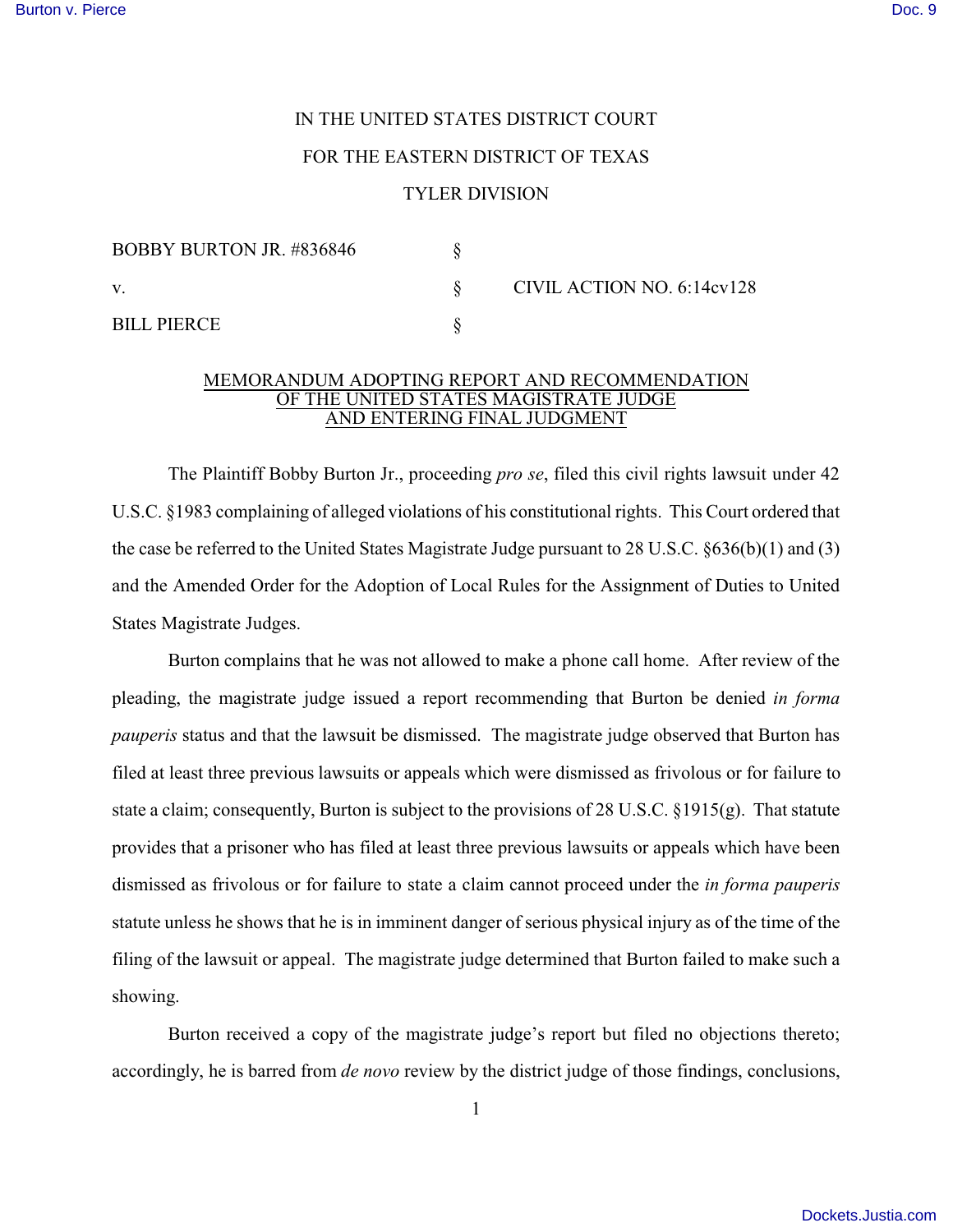IN THE UNITED STATES DISTRICT COURT

FOR THE EASTERN DISTRICT OF TEXAS

TYLER DIVISION

| | | |
|---|---|---|
| BOBBY BURTON JR. #836846 | § | |
| v. | § | CIVIL ACTION NO. 6:14cv128 |
| BILL PIERCE | § | |

MEMORANDUM ADOPTING REPORT AND RECOMMENDATION OF THE UNITED STATES MAGISTRATE JUDGE AND ENTERING FINAL JUDGMENT

The Plaintiff Bobby Burton Jr., proceeding *pro se*, filed this civil rights lawsuit under 42 U.S.C. §1983 complaining of alleged violations of his constitutional rights. This Court ordered that the case be referred to the United States Magistrate Judge pursuant to 28 U.S.C. §636(b)(1) and (3) and the Amended Order for the Adoption of Local Rules for the Assignment of Duties to United States Magistrate Judges.

Burton complains that he was not allowed to make a phone call home. After review of the pleading, the magistrate judge issued a report recommending that Burton be denied *in forma pauperis* status and that the lawsuit be dismissed. The magistrate judge observed that Burton has filed at least three previous lawsuits or appeals which were dismissed as frivolous or for failure to state a claim; consequently, Burton is subject to the provisions of 28 U.S.C. §1915(g). That statute provides that a prisoner who has filed at least three previous lawsuits or appeals which have been dismissed as frivolous or for failure to state a claim cannot proceed under the *in forma pauperis* statute unless he shows that he is in imminent danger of serious physical injury as of the time of the filing of the lawsuit or appeal. The magistrate judge determined that Burton failed to make such a showing.

Burton received a copy of the magistrate judge's report but filed no objections thereto; accordingly, he is barred from *de novo* review by the district judge of those findings, conclusions,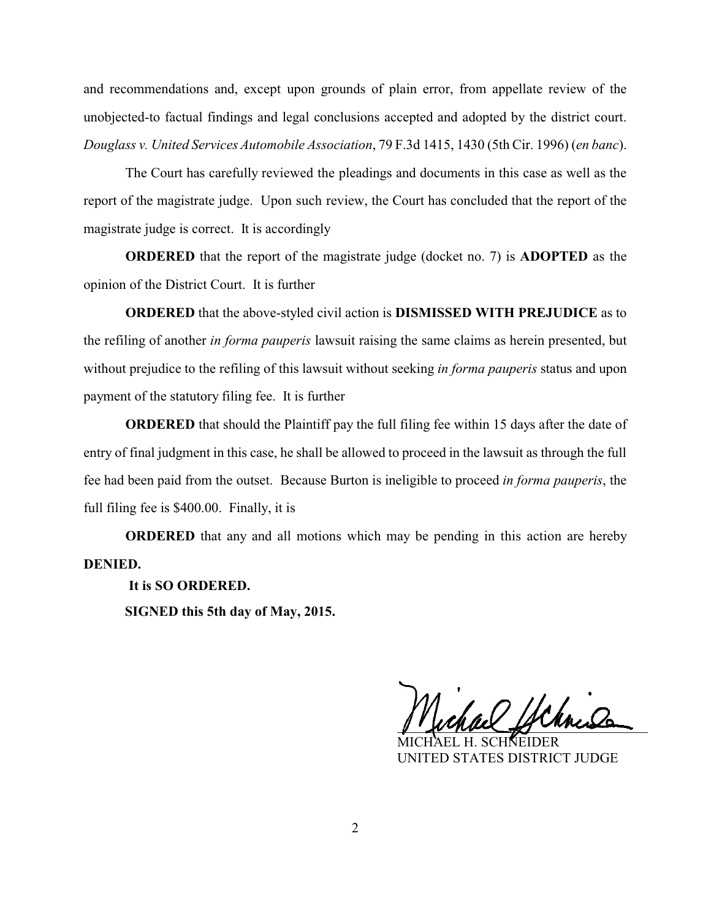and recommendations and, except upon grounds of plain error, from appellate review of the unobjected-to factual findings and legal conclusions accepted and adopted by the district court. *Douglass v. United Services Automobile Association*, 79 F.3d 1415, 1430 (5th Cir. 1996) (*en banc*).

The Court has carefully reviewed the pleadings and documents in this case as well as the report of the magistrate judge. Upon such review, the Court has concluded that the report of the magistrate judge is correct. It is accordingly

**ORDERED** that the report of the magistrate judge (docket no. 7) is **ADOPTED** as the opinion of the District Court. It is further

**ORDERED** that the above-styled civil action is **DISMISSED WITH PREJUDICE** as to the refiling of another *in forma pauperis* lawsuit raising the same claims as herein presented, but without prejudice to the refiling of this lawsuit without seeking *in forma pauperis* status and upon payment of the statutory filing fee. It is further

**ORDERED** that should the Plaintiff pay the full filing fee within 15 days after the date of entry of final judgment in this case, he shall be allowed to proceed in the lawsuit as through the full fee had been paid from the outset. Because Burton is ineligible to proceed *in forma pauperis*, the full filing fee is $400.00. Finally, it is

**ORDERED** that any and all motions which may be pending in this action are hereby **DENIED.**

**It is SO ORDERED.**

**SIGNED this 5th day of May, 2015.**

MICHAEL H. SCHNEIDER
UNITED STATES DISTRICT JUDGE